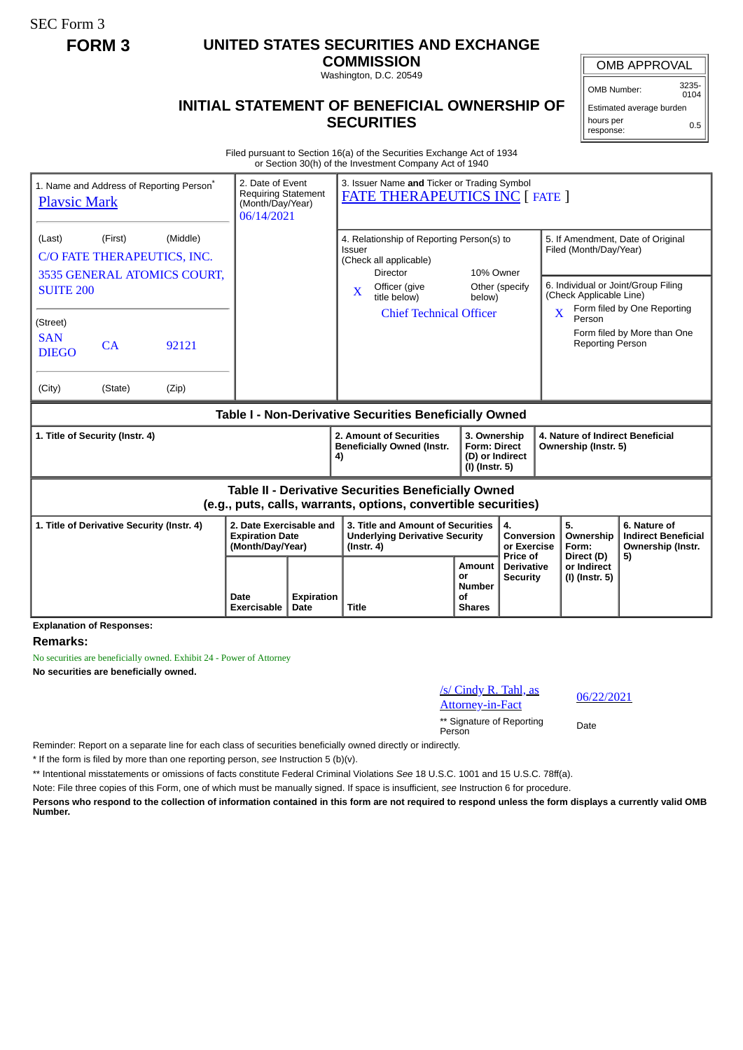SEC Form 3

**FORM 3**

# UNITED STATES SECURITIES AND EXCHANGE COMMISSION

Washington, D.C. 20549

## INITIAL STATEMENT OF BENEFICIAL OWNERSHIP OF SECURITIES

| OMB APPROVAL | |
|---|---|
| OMB Number: | 3235-0104 |
| Estimated average burden | |
| hours per response: | 0.5 |

Filed pursuant to Section 16(a) of the Securities Exchange Act of 1934
or Section 30(h) of the Investment Company Act of 1940

1. Name and Address of Reporting Person*
Plavsic Mark

(Last) (First) (Middle)
C/O FATE THERAPEUTICS, INC.
3535 GENERAL ATOMICS COURT, SUITE 200

(Street)
SAN DIEGO CA 92121

(City) (State) (Zip)

2. Date of Event Requiring Statement (Month/Day/Year)
06/14/2021

3. Issuer Name **and** Ticker or Trading Symbol
FATE THERAPEUTICS INC [ FATE ]

4. Relationship of Reporting Person(s) to Issuer
(Check all applicable)
Director
10% Owner
X Officer (give title below)
Other (specify below)
Chief Technical Officer

5. If Amendment, Date of Original Filed (Month/Day/Year)

6. Individual or Joint/Group Filing (Check Applicable Line)
X Form filed by One Reporting Person
Form filed by More than One Reporting Person

### Table I - Non-Derivative Securities Beneficially Owned

| 1. Title of Security (Instr. 4) | 2. Amount of Securities Beneficially Owned (Instr. 4) | 3. Ownership Form: Direct (D) or Indirect (I) (Instr. 5) | 4. Nature of Indirect Beneficial Ownership (Instr. 5) |
|---|---|---|---|

### Table II - Derivative Securities Beneficially Owned (e.g., puts, calls, warrants, options, convertible securities)

| 1. Title of Derivative Security (Instr. 4) | 2. Date Exercisable and Expiration Date (Month/Day/Year) | | 3. Title and Amount of Securities Underlying Derivative Security (Instr. 4) | | 4. Conversion or Exercise Price of Derivative Security | 5. Ownership Form: Direct (D) or Indirect (I) (Instr. 5) | 6. Nature of Indirect Beneficial Ownership (Instr. 5) |
|---|---|---|---|---|---|---|---|
| | Date Exercisable | Expiration Date | Title | Amount or Number of Shares | | | |

**Explanation of Responses:**

**Remarks:**

No securities are beneficially owned. Exhibit 24 - Power of Attorney

**No securities are beneficially owned.**

/s/ Cindy R. Tahl, as Attorney-in-Fact — 06/22/2021

** Signature of Reporting Person — Date

Reminder: Report on a separate line for each class of securities beneficially owned directly or indirectly.

* If the form is filed by more than one reporting person, *see* Instruction 5 (b)(v).

** Intentional misstatements or omissions of facts constitute Federal Criminal Violations *See* 18 U.S.C. 1001 and 15 U.S.C. 78ff(a).

Note: File three copies of this Form, one of which must be manually signed. If space is insufficient, *see* Instruction 6 for procedure.

**Persons who respond to the collection of information contained in this form are not required to respond unless the form displays a currently valid OMB Number.**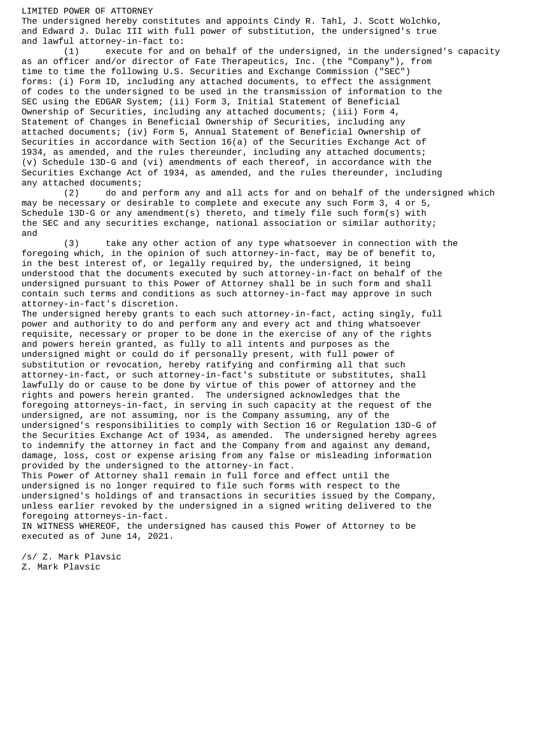LIMITED POWER OF ATTORNEY

The undersigned hereby constitutes and appoints Cindy R. Tahl, J. Scott Wolchko, and Edward J. Dulac III with full power of substitution, the undersigned's true and lawful attorney-in-fact to:

(1) execute for and on behalf of the undersigned, in the undersigned's capacity as an officer and/or director of Fate Therapeutics, Inc. (the "Company"), from time to time the following U.S. Securities and Exchange Commission ("SEC") forms: (i) Form ID, including any attached documents, to effect the assignment of codes to the undersigned to be used in the transmission of information to the SEC using the EDGAR System; (ii) Form 3, Initial Statement of Beneficial Ownership of Securities, including any attached documents; (iii) Form 4, Statement of Changes in Beneficial Ownership of Securities, including any attached documents; (iv) Form 5, Annual Statement of Beneficial Ownership of Securities in accordance with Section 16(a) of the Securities Exchange Act of 1934, as amended, and the rules thereunder, including any attached documents; (v) Schedule 13D-G and (vi) amendments of each thereof, in accordance with the Securities Exchange Act of 1934, as amended, and the rules thereunder, including any attached documents;

(2) do and perform any and all acts for and on behalf of the undersigned which may be necessary or desirable to complete and execute any such Form 3, 4 or 5, Schedule 13D-G or any amendment(s) thereto, and timely file such form(s) with the SEC and any securities exchange, national association or similar authority; and

(3) take any other action of any type whatsoever in connection with the foregoing which, in the opinion of such attorney-in-fact, may be of benefit to, in the best interest of, or legally required by, the undersigned, it being understood that the documents executed by such attorney-in-fact on behalf of the undersigned pursuant to this Power of Attorney shall be in such form and shall contain such terms and conditions as such attorney-in-fact may approve in such attorney-in-fact's discretion.

The undersigned hereby grants to each such attorney-in-fact, acting singly, full power and authority to do and perform any and every act and thing whatsoever requisite, necessary or proper to be done in the exercise of any of the rights and powers herein granted, as fully to all intents and purposes as the undersigned might or could do if personally present, with full power of substitution or revocation, hereby ratifying and confirming all that such attorney-in-fact, or such attorney-in-fact's substitute or substitutes, shall lawfully do or cause to be done by virtue of this power of attorney and the rights and powers herein granted. The undersigned acknowledges that the foregoing attorneys-in-fact, in serving in such capacity at the request of the undersigned, are not assuming, nor is the Company assuming, any of the undersigned's responsibilities to comply with Section 16 or Regulation 13D-G of the Securities Exchange Act of 1934, as amended. The undersigned hereby agrees to indemnify the attorney in fact and the Company from and against any demand, damage, loss, cost or expense arising from any false or misleading information provided by the undersigned to the attorney-in fact.

This Power of Attorney shall remain in full force and effect until the undersigned is no longer required to file such forms with respect to the undersigned's holdings of and transactions in securities issued by the Company, unless earlier revoked by the undersigned in a signed writing delivered to the foregoing attorneys-in-fact.

IN WITNESS WHEREOF, the undersigned has caused this Power of Attorney to be executed as of June 14, 2021.

/s/ Z. Mark Plavsic
Z. Mark Plavsic